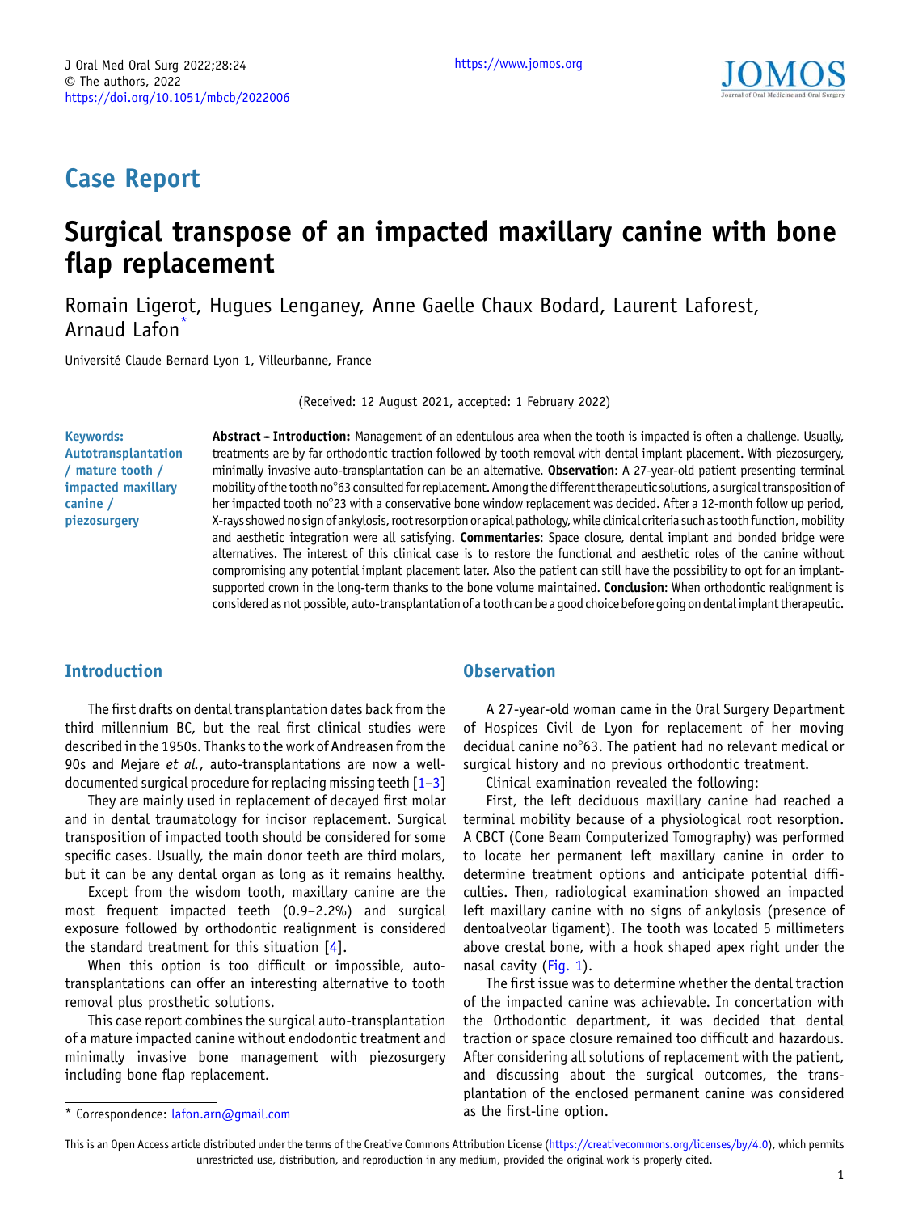## Case Report

# Surgical transpose of an impacted maxillary canine with bone flap replacement

Romain Ligerot, Hugues Lenganey, Anne Gaelle Chaux Bodard, Laurent Laforest, Arnaud Lafon*

Université Claude Bernard Lyon 1, Villeurbanne, France

(Received: 12 August 2021, accepted: 1 February 2022)

**Keywords:** Autotransplantation / mature tooth / impacted maxillary canine / piezosurgery

**Abstract – Introduction:** Management of an edentulous area when the tooth is impacted is often a challenge. Usually, treatments are by far orthodontic traction followed by tooth removal with dental implant placement. With piezosurgery, minimally invasive auto-transplantation can be an alternative. **Observation**: A 27-year-old patient presenting terminal mobility of the tooth no°63 consulted for replacement. Among the different therapeutic solutions, a surgical transposition of her impacted tooth no°23 with a conservative bone window replacement was decided. After a 12-month follow up period, X-rays showed no sign of ankylosis, root resorption or apical pathology, while clinical criteria such as tooth function, mobility and aesthetic integration were all satisfying. **Commentaries**: Space closure, dental implant and bonded bridge were alternatives. The interest of this clinical case is to restore the functional and aesthetic roles of the canine without compromising any potential implant placement later. Also the patient can still have the possibility to opt for an implant-supported crown in the long-term thanks to the bone volume maintained. **Conclusion**: When orthodontic realignment is considered as not possible, auto-transplantation of a tooth can be a good choice before going on dental implant therapeutic.

## Introduction

The first drafts on dental transplantation dates back from the third millennium BC, but the real first clinical studies were described in the 1950s. Thanks to the work of Andreasen from the 90s and Mejare *et al.*, auto-transplantations are now a well-documented surgical procedure for replacing missing teeth [1–3]

They are mainly used in replacement of decayed first molar and in dental traumatology for incisor replacement. Surgical transposition of impacted tooth should be considered for some specific cases. Usually, the main donor teeth are third molars, but it can be any dental organ as long as it remains healthy.

Except from the wisdom tooth, maxillary canine are the most frequent impacted teeth (0.9–2.2%) and surgical exposure followed by orthodontic realignment is considered the standard treatment for this situation [4].

When this option is too difficult or impossible, auto-transplantations can offer an interesting alternative to tooth removal plus prosthetic solutions.

This case report combines the surgical auto-transplantation of a mature impacted canine without endodontic treatment and minimally invasive bone management with piezosurgery including bone flap replacement.

## Observation

A 27-year-old woman came in the Oral Surgery Department of Hospices Civil de Lyon for replacement of her moving decidual canine no°63. The patient had no relevant medical or surgical history and no previous orthodontic treatment.

Clinical examination revealed the following:

First, the left deciduous maxillary canine had reached a terminal mobility because of a physiological root resorption. A CBCT (Cone Beam Computerized Tomography) was performed to locate her permanent left maxillary canine in order to determine treatment options and anticipate potential difficulties. Then, radiological examination showed an impacted left maxillary canine with no signs of ankylosis (presence of dentoalveolar ligament). The tooth was located 5 millimeters above crestal bone, with a hook shaped apex right under the nasal cavity (Fig. 1).

The first issue was to determine whether the dental traction of the impacted canine was achievable. In concertation with the Orthodontic department, it was decided that dental traction or space closure remained too difficult and hazardous. After considering all solutions of replacement with the patient, and discussing about the surgical outcomes, the transplantation of the enclosed permanent canine was considered as the first-line option.

* Correspondence: lafon.arn@gmail.com

This is an Open Access article distributed under the terms of the Creative Commons Attribution License (https://creativecommons.org/licenses/by/4.0), which permits unrestricted use, distribution, and reproduction in any medium, provided the original work is properly cited.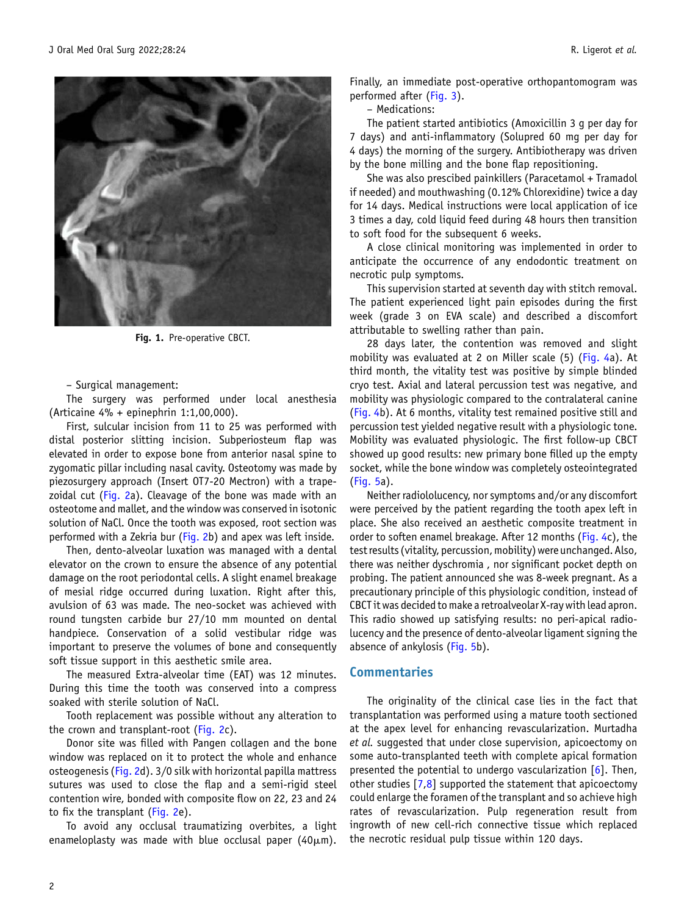Fig. 1. Pre-operative CBCT.

– Surgical management:

The surgery was performed under local anesthesia (Articaine 4% + epinephrin 1:1,00,000).

First, sulcular incision from 11 to 25 was performed with distal posterior slitting incision. Subperiosteum flap was elevated in order to expose bone from anterior nasal spine to zygomatic pillar including nasal cavity. Osteotomy was made by piezosurgery approach (Insert OT7-20 Mectron) with a trapezoidal cut (Fig. 2a). Cleavage of the bone was made with an osteotome and mallet, and the window was conserved in isotonic solution of NaCl. Once the tooth was exposed, root section was performed with a Zekria bur (Fig. 2b) and apex was left inside.

Then, dento-alveolar luxation was managed with a dental elevator on the crown to ensure the absence of any potential damage on the root periodontal cells. A slight enamel breakage of mesial ridge occurred during luxation. Right after this, avulsion of 63 was made. The neo-socket was achieved with round tungsten carbide bur 27/10 mm mounted on dental handpiece. Conservation of a solid vestibular ridge was important to preserve the volumes of bone and consequently soft tissue support in this aesthetic smile area.

The measured Extra-alveolar time (EAT) was 12 minutes. During this time the tooth was conserved into a compress soaked with sterile solution of NaCl.

Tooth replacement was possible without any alteration to the crown and transplant-root (Fig. 2c).

Donor site was filled with Pangen collagen and the bone window was replaced on it to protect the whole and enhance osteogenesis (Fig. 2d). 3/0 silk with horizontal papilla mattress sutures was used to close the flap and a semi-rigid steel contention wire, bonded with composite flow on 22, 23 and 24 to fix the transplant (Fig. 2e).

To avoid any occlusal traumatizing overbites, a light enameloplasty was made with blue occlusal paper (40$\mu$m). Finally, an immediate post-operative orthopantomogram was performed after (Fig. 3).

– Medications:

The patient started antibiotics (Amoxicillin 3 g per day for 7 days) and anti-inflammatory (Solupred 60 mg per day for 4 days) the morning of the surgery. Antibiotherapy was driven by the bone milling and the bone flap repositioning.

She was also prescibed painkillers (Paracetamol + Tramadol if needed) and mouthwashing (0.12% Chlorexidine) twice a day for 14 days. Medical instructions were local application of ice 3 times a day, cold liquid feed during 48 hours then transition to soft food for the subsequent 6 weeks.

A close clinical monitoring was implemented in order to anticipate the occurrence of any endodontic treatment on necrotic pulp symptoms.

This supervision started at seventh day with stitch removal. The patient experienced light pain episodes during the first week (grade 3 on EVA scale) and described a discomfort attributable to swelling rather than pain.

28 days later, the contention was removed and slight mobility was evaluated at 2 on Miller scale (5) (Fig. 4a). At third month, the vitality test was positive by simple blinded cryo test. Axial and lateral percussion test was negative, and mobility was physiologic compared to the contralateral canine (Fig. 4b). At 6 months, vitality test remained positive still and percussion test yielded negative result with a physiologic tone. Mobility was evaluated physiologic. The first follow-up CBCT showed up good results: new primary bone filled up the empty socket, while the bone window was completely osteointegrated (Fig. 5a).

Neither radiololucency, nor symptoms and/or any discomfort were perceived by the patient regarding the tooth apex left in place. She also received an aesthetic composite treatment in order to soften enamel breakage. After 12 months (Fig. 4c), the test results (vitality, percussion, mobility) were unchanged. Also, there was neither dyschromia , nor significant pocket depth on probing. The patient announced she was 8-week pregnant. As a precautionary principle of this physiologic condition, instead of CBCT it was decided to make a retroalveolar X-ray with lead apron. This radio showed up satisfying results: no peri-apical radiolucency and the presence of dento-alveolar ligament signing the absence of ankylosis (Fig. 5b).

## Commentaries

The originality of the clinical case lies in the fact that transplantation was performed using a mature tooth sectioned at the apex level for enhancing revascularization. Murtadha *et al.* suggested that under close supervision, apicoectomy on some auto-transplanted teeth with complete apical formation presented the potential to undergo vascularization [6]. Then, other studies [7,8] supported the statement that apicoectomy could enlarge the foramen of the transplant and so achieve high rates of revascularization. Pulp regeneration result from ingrowth of new cell-rich connective tissue which replaced the necrotic residual pulp tissue within 120 days.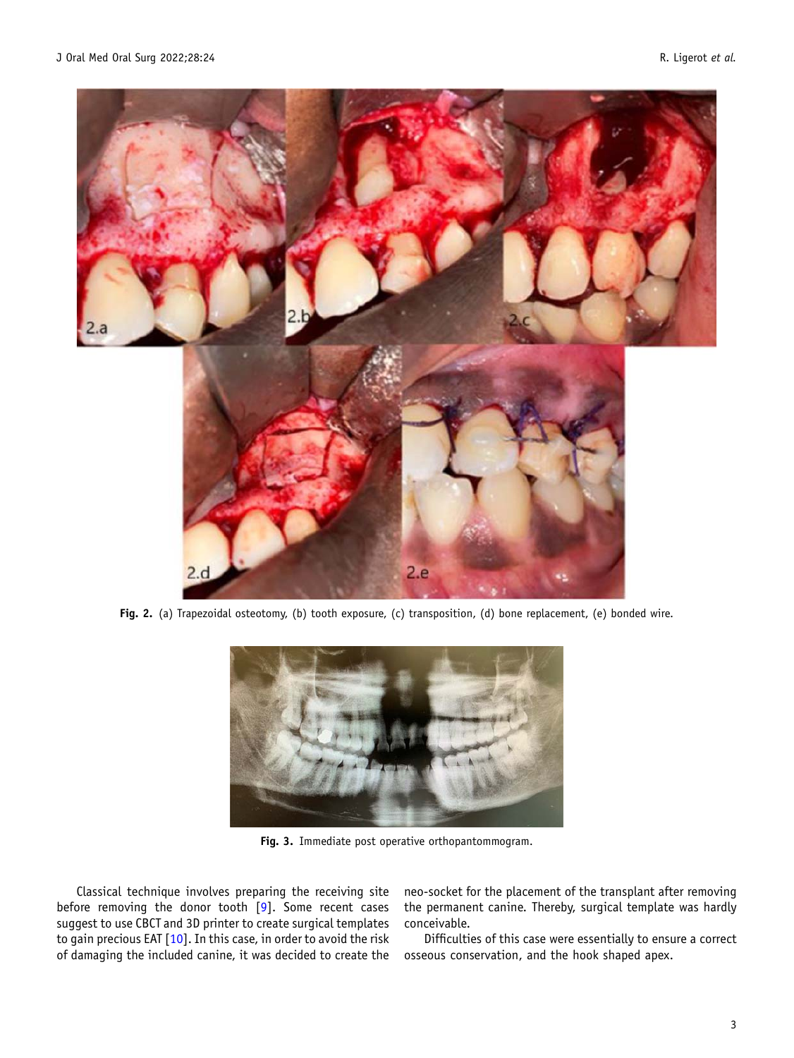Fig. 2. (a) Trapezoidal osteotomy, (b) tooth exposure, (c) transposition, (d) bone replacement, (e) bonded wire.

Fig. 3. Immediate post operative orthopantommogram.

Classical technique involves preparing the receiving site before removing the donor tooth [9]. Some recent cases suggest to use CBCT and 3D printer to create surgical templates to gain precious EAT [10]. In this case, in order to avoid the risk of damaging the included canine, it was decided to create the neo-socket for the placement of the transplant after removing the permanent canine. Thereby, surgical template was hardly conceivable.

Difficulties of this case were essentially to ensure a correct osseous conservation, and the hook shaped apex.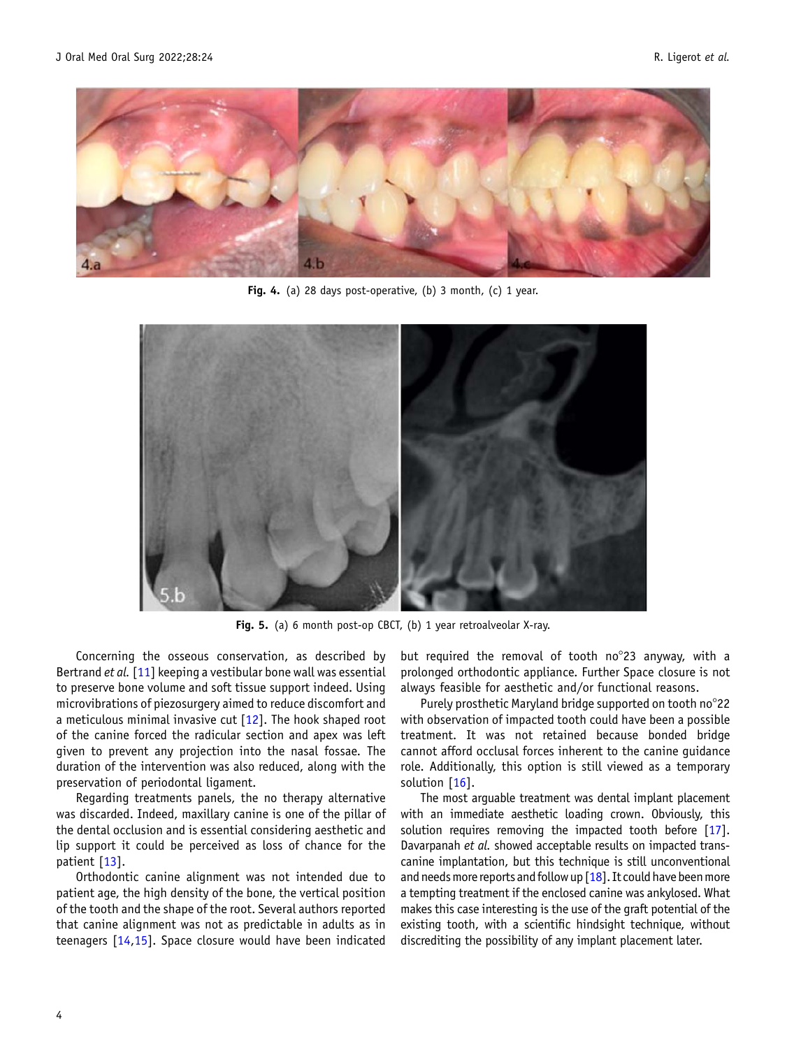Fig. 4. (a) 28 days post-operative, (b) 3 month, (c) 1 year.

Fig. 5. (a) 6 month post-op CBCT, (b) 1 year retroalveolar X-ray.

Concerning the osseous conservation, as described by Bertrand *et al.* [11] keeping a vestibular bone wall was essential to preserve bone volume and soft tissue support indeed. Using microvibrations of piezosurgery aimed to reduce discomfort and a meticulous minimal invasive cut [12]. The hook shaped root of the canine forced the radicular section and apex was left given to prevent any projection into the nasal fossae. The duration of the intervention was also reduced, along with the preservation of periodontal ligament.

Regarding treatments panels, the no therapy alternative was discarded. Indeed, maxillary canine is one of the pillar of the dental occlusion and is essential considering aesthetic and lip support it could be perceived as loss of chance for the patient [13].

Orthodontic canine alignment was not intended due to patient age, the high density of the bone, the vertical position of the tooth and the shape of the root. Several authors reported that canine alignment was not as predictable in adults as in teenagers [14,15]. Space closure would have been indicated but required the removal of tooth no°23 anyway, with a prolonged orthodontic appliance. Further Space closure is not always feasible for aesthetic and/or functional reasons.

Purely prosthetic Maryland bridge supported on tooth no°22 with observation of impacted tooth could have been a possible treatment. It was not retained because bonded bridge cannot afford occlusal forces inherent to the canine guidance role. Additionally, this option is still viewed as a temporary solution [16].

The most arguable treatment was dental implant placement with an immediate aesthetic loading crown. Obviously, this solution requires removing the impacted tooth before [17]. Davarpanah *et al.* showed acceptable results on impacted trans-canine implantation, but this technique is still unconventional and needs more reports and follow up [18]. It could have been more a tempting treatment if the enclosed canine was ankylosed. What makes this case interesting is the use of the graft potential of the existing tooth, with a scientific hindsight technique, without discrediting the possibility of any implant placement later.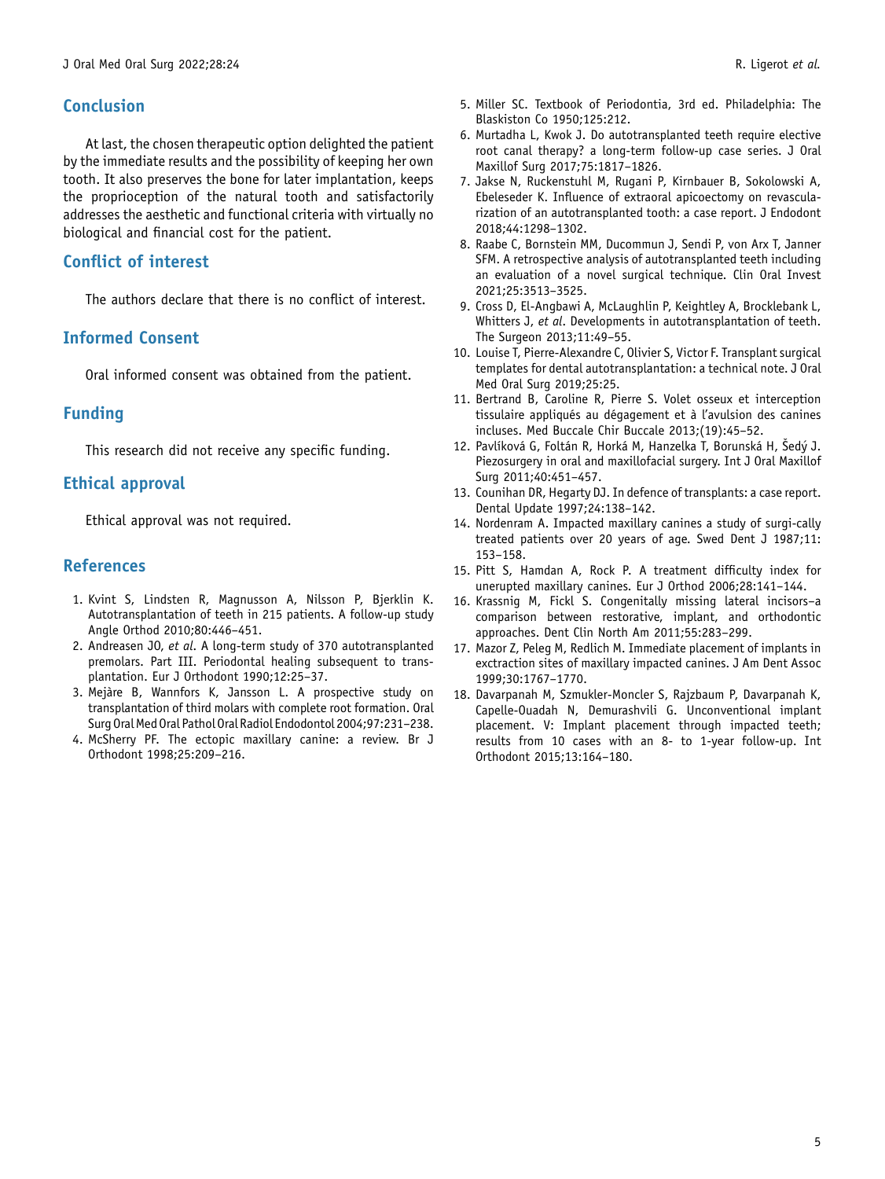## Conclusion

At last, the chosen therapeutic option delighted the patient by the immediate results and the possibility of keeping her own tooth. It also preserves the bone for later implantation, keeps the proprioception of the natural tooth and satisfactorily addresses the aesthetic and functional criteria with virtually no biological and financial cost for the patient.

## Conflict of interest

The authors declare that there is no conflict of interest.

## Informed Consent

Oral informed consent was obtained from the patient.

## Funding

This research did not receive any specific funding.

## Ethical approval

Ethical approval was not required.

## References

1. Kvint S, Lindsten R, Magnusson A, Nilsson P, Bjerklin K. Autotransplantation of teeth in 215 patients. A follow-up study Angle Orthod 2010;80:446–451.
2. Andreasen JO, *et al*. A long-term study of 370 autotransplanted premolars. Part III. Periodontal healing subsequent to transplantation. Eur J Orthodont 1990;12:25–37.
3. Mejàre B, Wannfors K, Jansson L. A prospective study on transplantation of third molars with complete root formation. Oral Surg Oral Med Oral Pathol Oral Radiol Endodontol 2004;97:231–238.
4. McSherry PF. The ectopic maxillary canine: a review. Br J Orthodont 1998;25:209–216.
5. Miller SC. Textbook of Periodontia, 3rd ed. Philadelphia: The Blaskiston Co 1950;125:212.
6. Murtadha L, Kwok J. Do autotransplanted teeth require elective root canal therapy? a long-term follow-up case series. J Oral Maxillof Surg 2017;75:1817–1826.
7. Jakse N, Ruckenstuhl M, Rugani P, Kirnbauer B, Sokolowski A, Ebeleseder K. Influence of extraoral apicoectomy on revascularization of an autotransplanted tooth: a case report. J Endodont 2018;44:1298–1302.
8. Raabe C, Bornstein MM, Ducommun J, Sendi P, von Arx T, Janner SFM. A retrospective analysis of autotransplanted teeth including an evaluation of a novel surgical technique. Clin Oral Invest 2021;25:3513–3525.
9. Cross D, El-Angbawi A, McLaughlin P, Keightley A, Brocklebank L, Whitters J, *et al*. Developments in autotransplantation of teeth. The Surgeon 2013;11:49–55.
10. Louise T, Pierre-Alexandre C, Olivier S, Victor F. Transplant surgical templates for dental autotransplantation: a technical note. J Oral Med Oral Surg 2019;25:25.
11. Bertrand B, Caroline R, Pierre S. Volet osseux et interception tissulaire appliqués au dégagement et à l'avulsion des canines incluses. Med Buccale Chir Buccale 2013;(19):45–52.
12. Pavlíková G, Foltán R, Horká M, Hanzelka T, Borunská H, Šedý J. Piezosurgery in oral and maxillofacial surgery. Int J Oral Maxillof Surg 2011;40:451–457.
13. Counihan DR, Hegarty DJ. In defence of transplants: a case report. Dental Update 1997;24:138–142.
14. Nordenram A. Impacted maxillary canines a study of surgi-cally treated patients over 20 years of age. Swed Dent J 1987;11: 153–158.
15. Pitt S, Hamdan A, Rock P. A treatment difficulty index for unerupted maxillary canines. Eur J Orthod 2006;28:141–144.
16. Krassnig M, Fickl S. Congenitally missing lateral incisors–a comparison between restorative, implant, and orthodontic approaches. Dent Clin North Am 2011;55:283–299.
17. Mazor Z, Peleg M, Redlich M. Immediate placement of implants in exctraction sites of maxillary impacted canines. J Am Dent Assoc 1999;30:1767–1770.
18. Davarpanah M, Szmukler-Moncler S, Rajzbaum P, Davarpanah K, Capelle-Ouadah N, Demurashvili G. Unconventional implant placement. V: Implant placement through impacted teeth; results from 10 cases with an 8- to 1-year follow-up. Int Orthodont 2015;13:164–180.